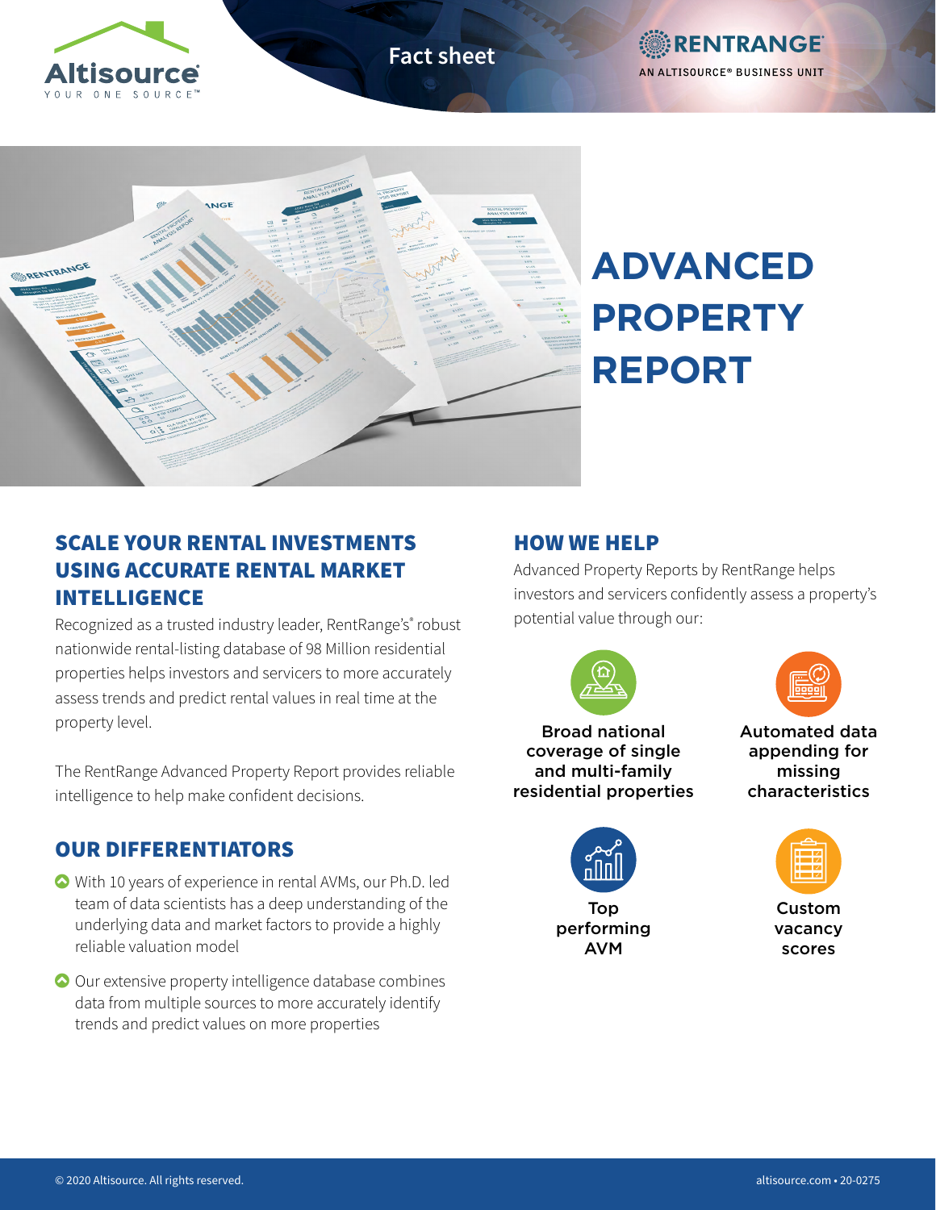Altisource YOUR ONE SOURCE™

Fact sheet

RENTRANGE® AN ALTISOURCE® BUSINESS UNIT

# ADVANCED PROPERTY REPORT

## SCALE YOUR RENTAL INVESTMENTS USING ACCURATE RENTAL MARKET INTELLIGENCE

Recognized as a trusted industry leader, RentRange's® robust nationwide rental-listing database of 98 Million residential properties helps investors and servicers to more accurately assess trends and predict rental values in real time at the property level.

The RentRange Advanced Property Report provides reliable intelligence to help make confident decisions.

## OUR DIFFERENTIATORS

- With 10 years of experience in rental AVMs, our Ph.D. led team of data scientists has a deep understanding of the underlying data and market factors to provide a highly reliable valuation model
- Our extensive property intelligence database combines data from multiple sources to more accurately identify trends and predict values on more properties

## HOW WE HELP

Advanced Property Reports by RentRange helps investors and servicers confidently assess a property's potential value through our:

- Broad national coverage of single and multi-family residential properties
- Automated data appending for missing characteristics
- Top performing AVM
- Custom vacancy scores

© 2020 Altisource. All rights reserved.

altisource.com • 20-0275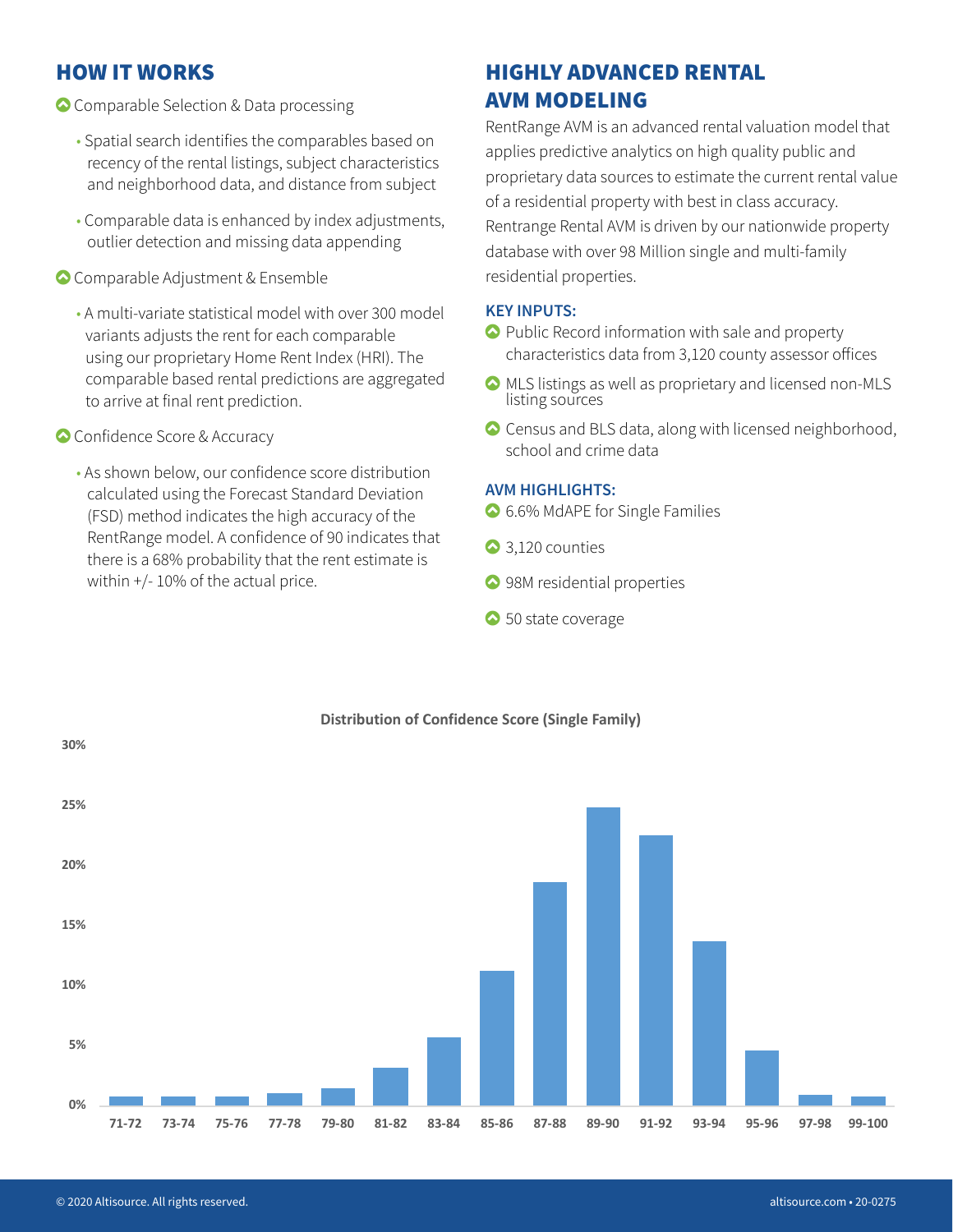## HOW IT WORKS

- Comparable Selection & Data processing
  - Spatial search identifies the comparables based on recency of the rental listings, subject characteristics and neighborhood data, and distance from subject
  - Comparable data is enhanced by index adjustments, outlier detection and missing data appending
- Comparable Adjustment & Ensemble
  - A multi-variate statistical model with over 300 model variants adjusts the rent for each comparable using our proprietary Home Rent Index (HRI). The comparable based rental predictions are aggregated to arrive at final rent prediction.
- Confidence Score & Accuracy
  - As shown below, our confidence score distribution calculated using the Forecast Standard Deviation (FSD) method indicates the high accuracy of the RentRange model. A confidence of 90 indicates that there is a 68% probability that the rent estimate is within +/- 10% of the actual price.

## HIGHLY ADVANCED RENTAL AVM MODELING

RentRange AVM is an advanced rental valuation model that applies predictive analytics on high quality public and proprietary data sources to estimate the current rental value of a residential property with best in class accuracy. Rentrange Rental AVM is driven by our nationwide property database with over 98 Million single and multi-family residential properties.

### KEY INPUTS:

- Public Record information with sale and property characteristics data from 3,120 county assessor offices
- MLS listings as well as proprietary and licensed non-MLS listing sources
- Census and BLS data, along with licensed neighborhood, school and crime data

### AVM HIGHLIGHTS:

- 6.6% MdAPE for Single Families
- 3,120 counties
- 98M residential properties
- 50 state coverage

**Distribution of Confidence Score (Single Family)**

30%
25%
20%
15%
10%
5%
0%

71-72
73-74
75-76
77-78
79-80
81-82
83-84
85-86
87-88
89-90
91-92
93-94
95-96
97-98
99-100

© 2020 Altisource. All rights reserved.

altisource.com • 20-0275